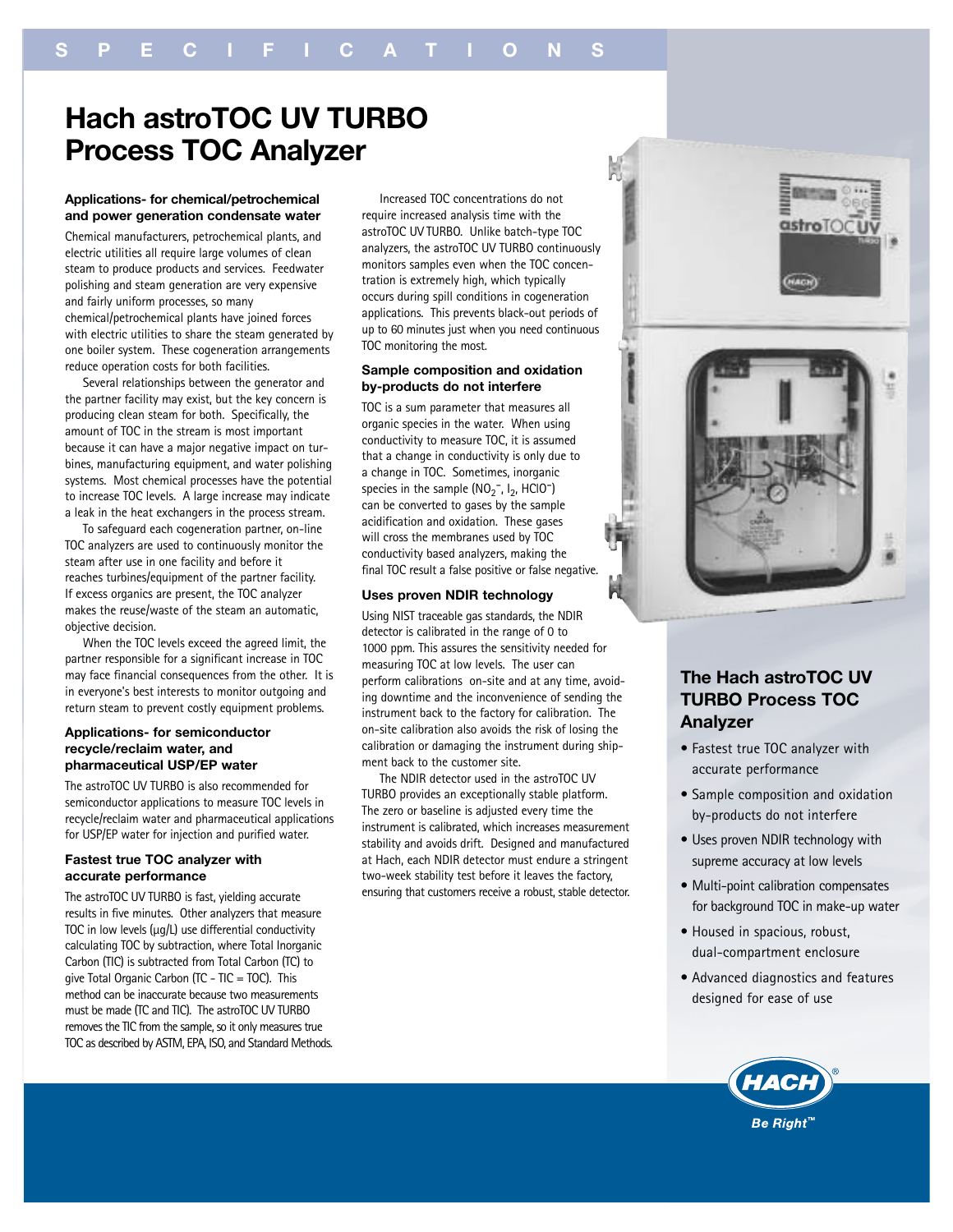# Hach astroTOC UV TURBO Process TOC Analyzer

### Applications- for chemical/petrochemical and power generation condensate water

Chemical manufacturers, petrochemical plants, and electric utilities all require large volumes of clean steam to produce products and services. Feedwater polishing and steam generation are very expensive and fairly uniform processes, so many chemical/petrochemical plants have joined forces with electric utilities to share the steam generated by one boiler system. These cogeneration arrangements reduce operation costs for both facilities.

Several relationships between the generator and the partner facility may exist, but the key concern is producing clean steam for both. Specifically, the amount of TOC in the stream is most important because it can have a major negative impact on turbines, manufacturing equipment, and water polishing systems. Most chemical processes have the potential to increase TOC levels. A large increase may indicate a leak in the heat exchangers in the process stream.

To safeguard each cogeneration partner, on-line TOC analyzers are used to continuously monitor the steam after use in one facility and before it reaches turbines/equipment of the partner facility. If excess organics are present, the TOC analyzer makes the reuse/waste of the steam an automatic, objective decision.

When the TOC levels exceed the agreed limit, the partner responsible for a significant increase in TOC may face financial consequences from the other. It is in everyone's best interests to monitor outgoing and return steam to prevent costly equipment problems.

### Applications- for semiconductor recycle/reclaim water, and pharmaceutical USP/EP water

The astroTOC UV TURBO is also recommended for semiconductor applications to measure TOC levels in recycle/reclaim water and pharmaceutical applications for USP/EP water for injection and purified water.

### Fastest true TOC analyzer with accurate performance

The astroTOC UV TURBO is fast, yielding accurate results in five minutes. Other analyzers that measure TOC in low levels (µg/L) use differential conductivity calculating TOC by subtraction, where Total Inorganic Carbon (TIC) is subtracted from Total Carbon (TC) to give Total Organic Carbon (TC - TIC = TOC). This method can be inaccurate because two measurements must be made (TC and TIC). The astroTOC UV TURBO removes the TIC from the sample, so it only measures true TOC as described by ASTM, EPA, ISO, and Standard Methods.

Increased TOC concentrations do not require increased analysis time with the astroTOC UV TURBO. Unlike batch-type TOC analyzers, the astroTOC UV TURBO continuously monitors samples even when the TOC concentration is extremely high, which typically occurs during spill conditions in cogeneration applications. This prevents black-out periods of up to 60 minutes just when you need continuous TOC monitoring the most.

### Sample composition and oxidation by-products do not interfere

TOC is a sum parameter that measures all organic species in the water. When using conductivity to measure TOC, it is assumed that a change in conductivity is only due to a change in TOC. Sometimes, inorganic species in the sample ($NO_2^-$, $I_2$, $HClO^-$) can be converted to gases by the sample acidification and oxidation. These gases will cross the membranes used by TOC conductivity based analyzers, making the final TOC result a false positive or false negative.

### Uses proven NDIR technology

Using NIST traceable gas standards, the NDIR detector is calibrated in the range of 0 to 1000 ppm. This assures the sensitivity needed for measuring TOC at low levels. The user can perform calibrations on-site and at any time, avoiding downtime and the inconvenience of sending the instrument back to the factory for calibration. The on-site calibration also avoids the risk of losing the calibration or damaging the instrument during shipment back to the customer site.

The NDIR detector used in the astroTOC UV TURBO provides an exceptionally stable platform. The zero or baseline is adjusted every time the instrument is calibrated, which increases measurement stability and avoids drift. Designed and manufactured at Hach, each NDIR detector must endure a stringent two-week stability test before it leaves the factory, ensuring that customers receive a robust, stable detector.

## The Hach astroTOC UV TURBO Process TOC Analyzer

- Fastest true TOC analyzer with accurate performance
- Sample composition and oxidation by-products do not interfere
- Uses proven NDIR technology with supreme accuracy at low levels
- Multi-point calibration compensates for background TOC in make-up water
- Housed in spacious, robust, dual-compartment enclosure
- Advanced diagnostics and features designed for ease of use

HACH® Be Right™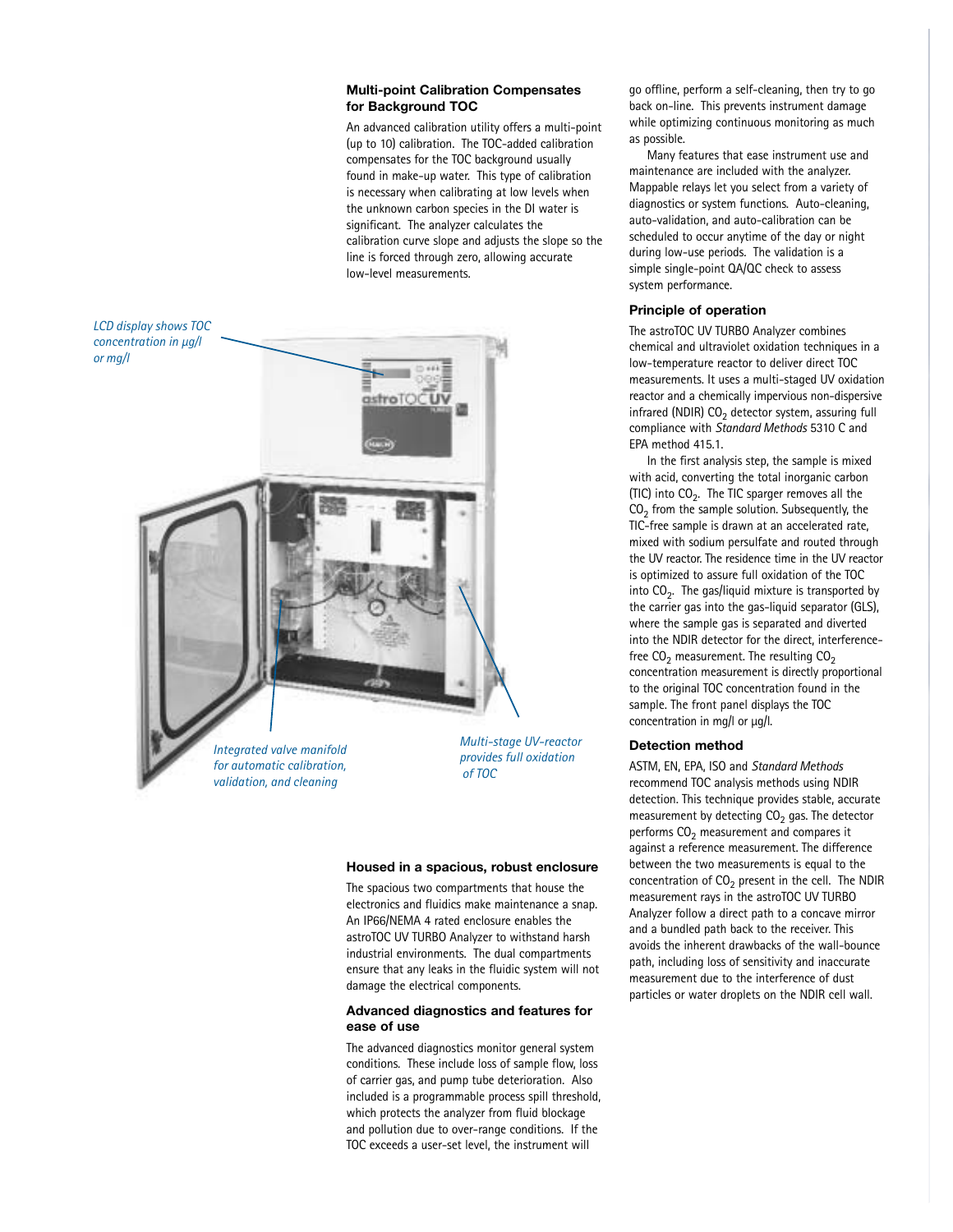## Multi-point Calibration Compensates for Background TOC

An advanced calibration utility offers a multi-point (up to 10) calibration. The TOC-added calibration compensates for the TOC background usually found in make-up water. This type of calibration is necessary when calibrating at low levels when the unknown carbon species in the DI water is significant. The analyzer calculates the calibration curve slope and adjusts the slope so the line is forced through zero, allowing accurate low-level measurements.

*LCD display shows TOC concentration in µg/l or mg/l*

*Integrated valve manifold for automatic calibration, validation, and cleaning*

*Multi-stage UV-reactor provides full oxidation of TOC*

## Housed in a spacious, robust enclosure

The spacious two compartments that house the electronics and fluidics make maintenance a snap. An IP66/NEMA 4 rated enclosure enables the astroTOC UV TURBO Analyzer to withstand harsh industrial environments. The dual compartments ensure that any leaks in the fluidic system will not damage the electrical components.

## Advanced diagnostics and features for ease of use

The advanced diagnostics monitor general system conditions. These include loss of sample flow, loss of carrier gas, and pump tube deterioration. Also included is a programmable process spill threshold, which protects the analyzer from fluid blockage and pollution due to over-range conditions. If the TOC exceeds a user-set level, the instrument will go offline, perform a self-cleaning, then try to go back on-line. This prevents instrument damage while optimizing continuous monitoring as much as possible.

Many features that ease instrument use and maintenance are included with the analyzer. Mappable relays let you select from a variety of diagnostics or system functions. Auto-cleaning, auto-validation, and auto-calibration can be scheduled to occur anytime of the day or night during low-use periods. The validation is a simple single-point QA/QC check to assess system performance.

## Principle of operation

The astroTOC UV TURBO Analyzer combines chemical and ultraviolet oxidation techniques in a low-temperature reactor to deliver direct TOC measurements. It uses a multi-staged UV oxidation reactor and a chemically impervious non-dispersive infrared (NDIR) $CO_2$ detector system, assuring full compliance with *Standard Methods* 5310 C and EPA method 415.1.

In the first analysis step, the sample is mixed with acid, converting the total inorganic carbon (TIC) into $CO_2$. The TIC sparger removes all the $CO_2$ from the sample solution. Subsequently, the TIC-free sample is drawn at an accelerated rate, mixed with sodium persulfate and routed through the UV reactor. The residence time in the UV reactor is optimized to assure full oxidation of the TOC into $CO_2$. The gas/liquid mixture is transported by the carrier gas into the gas-liquid separator (GLS), where the sample gas is separated and diverted into the NDIR detector for the direct, interference-free $CO_2$ measurement. The resulting $CO_2$ concentration measurement is directly proportional to the original TOC concentration found in the sample. The front panel displays the TOC concentration in mg/l or µg/l.

## Detection method

ASTM, EN, EPA, ISO and *Standard Methods* recommend TOC analysis methods using NDIR detection. This technique provides stable, accurate measurement by detecting $CO_2$ gas. The detector performs $CO_2$ measurement and compares it against a reference measurement. The difference between the two measurements is equal to the concentration of $CO_2$ present in the cell. The NDIR measurement rays in the astroTOC UV TURBO Analyzer follow a direct path to a concave mirror and a bundled path back to the receiver. This avoids the inherent drawbacks of the wall-bounce path, including loss of sensitivity and inaccurate measurement due to the interference of dust particles or water droplets on the NDIR cell wall.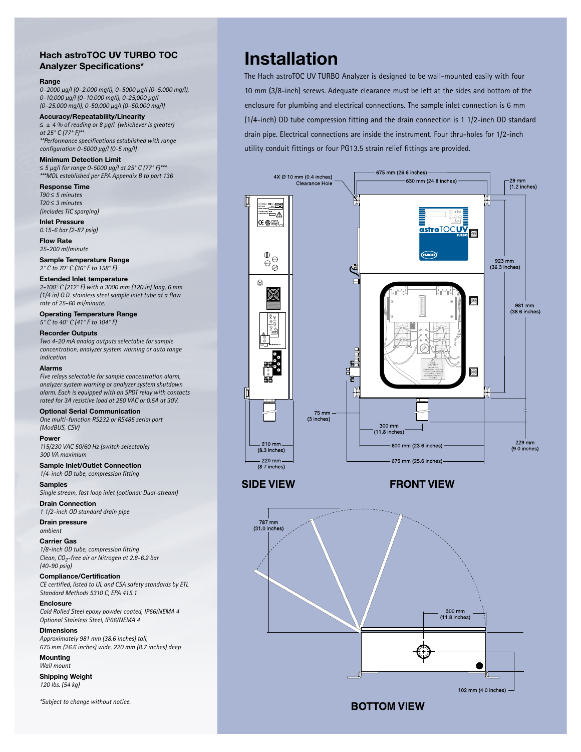## Hach astroTOC UV TURBO TOC Analyzer Specifications*

**Range**
*0–2000 µg/l (0–2.000 mg/l), 0–5000 µg/l (0–5.000 mg/l), 0–10,000 µg/l (0–10.000 mg/l), 0–25,000 µg/l (0–25.000 mg/l), 0–50,000 µg/l (0–50.000 mg/l)*

**Accuracy/Repeatability/Linearity**
*≤ ± 4 % of reading or 8 µg/l (whichever is greater) at 25° C (77° F)***
***Performance specifications established with range configuration 0–5000 µg/l (0–5 mg/l)*

**Minimum Detection Limit**
*≤ 5 µg/l for range 0–5000 µg/l at 25° C (77° F)****
****MDL established per EPA Appendix B to part 136*

**Response Time**
*T90 ≤ 5 minutes*
*T20 ≤ 3 minutes*
*(includes TIC sparging)*

**Inlet Pressure**
*0.15–6 bar (2–87 psig)*

**Flow Rate**
*25–200 ml/minute*

**Sample Temperature Range**
*2° C to 70° C (36° F to 158° F)*

**Extended Inlet temperature**
*2–100° C (212° F) with a 3000 mm (120 in) long, 6 mm (1/4 in) O.D. stainless steel sample inlet tube at a flow rate of 25–60 ml/minute.*

**Operating Temperature Range**
*5° C to 40° C (41° F to 104° F)*

**Recorder Outputs**
*Two 4–20 mA analog outputs selectable for sample concentration, analyzer system warning or auto range indication*

**Alarms**
*Five relays selectable for sample concentration alarm, analyzer system warning or analyzer system shutdown alarm. Each is equipped with an SPDT relay with contacts rated for 3A resistive load at 250 VAC or 0.5A at 30V.*

**Optional Serial Communication**
*One multi-function RS232 or RS485 serial port (ModBUS, CSV)*

**Power**
*115/230 VAC 50/60 Hz (switch selectable)*
*300 VA maximum*

**Sample Inlet/Outlet Connection**
*1/4-inch OD tube, compression fitting*

**Samples**
*Single stream, fast loop inlet (optional: Dual-stream)*

**Drain Connection**
*1 1/2-inch OD standard drain pipe*

**Drain pressure**
*ambient*

**Carrier Gas**
*1/8-inch OD tube, compression fitting*
*Clean, $CO_2$-free air or Nitrogen at 2.8–6.2 bar (40–90 psig)*

**Compliance/Certification**
*CE certified, listed to UL and CSA safety standards by ETL*
*Standard Methods 5310 C, EPA 415.1*

**Enclosure**
*Cold Rolled Steel epoxy powder coated, IP66/NEMA 4*
*Optional Stainless Steel, IP66/NEMA 4*

**Dimensions**
*Approximately 981 mm (38.6 inches) tall, 675 mm (26.6 inches) wide, 220 mm (8.7 inches) deep*

**Mounting**
*Wall mount*

**Shipping Weight**
*120 lbs. (54 kg)*

**Subject to change without notice.*

# Installation

The Hach astroTOC UV TURBO Analyzer is designed to be wall-mounted easily with four 10 mm (3/8-inch) screws. Adequate clearance must be left at the sides and bottom of the enclosure for plumbing and electrical connections. The sample inlet connection is 6 mm (1/4-inch) OD tube compression fitting and the drain connection is 1 1/2-inch OD standard drain pipe. Electrical connections are inside the instrument. Four thru-holes for 1/2-inch utility conduit fittings or four PG13.5 strain relief fittings are provided.

4X Ø 10 mm (0.4 inches) Clearance Hole; 675 mm (26.6 inches); 630 mm (24.8 inches); 29 mm (1.2 inches); 923 mm (36.3 inches); 981 mm (38.6 inches); 75 mm (3 inches); 300 mm (11.8 inches); 210 mm (8.3 inches); 220 mm (8.7 inches); 600 mm (23.6 inches); 675 mm (25.6 inches); 229 mm (9.0 inches)

**SIDE VIEW** **FRONT VIEW**

787 mm (31.0 inches); 300 mm (11.8 inches); 102 mm (4.0 inches)

**BOTTOM VIEW**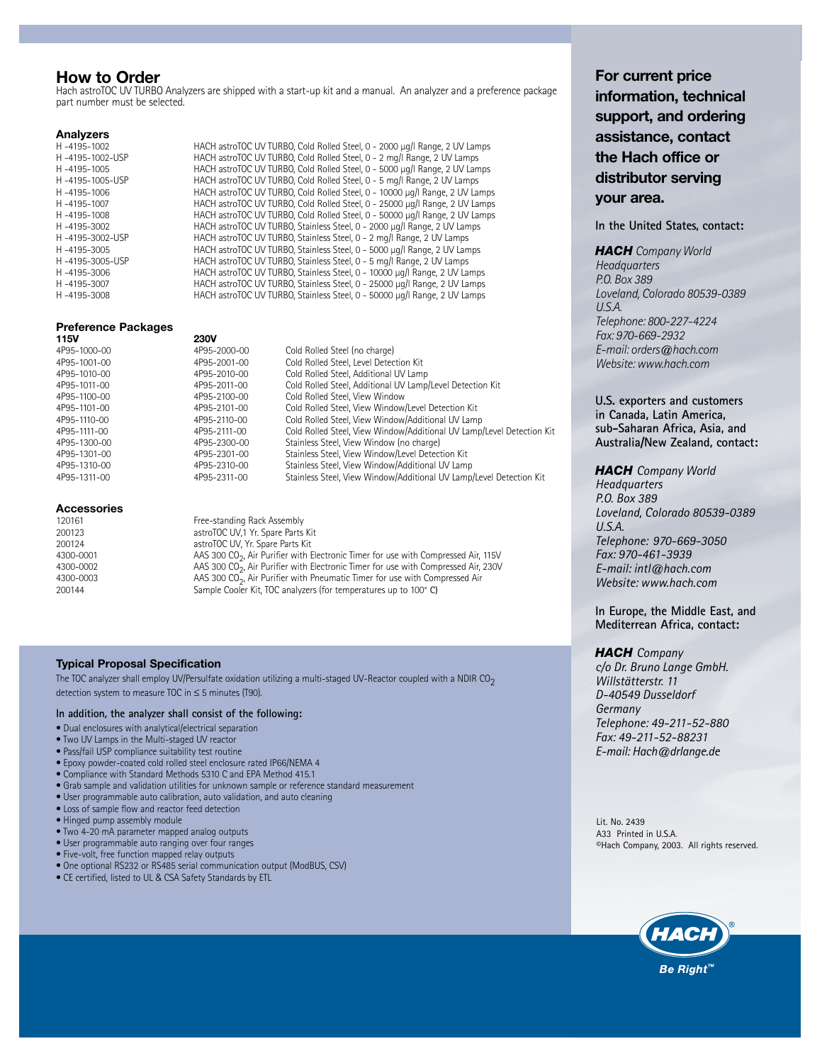## How to Order

Hach astroTOC UV TURBO Analyzers are shipped with a start-up kit and a manual. An analyzer and a preference package part number must be selected.

### Analyzers

| | |
|---|---|
| H -4195-1002 | HACH astroTOC UV TURBO, Cold Rolled Steel, 0 - 2000 µg/l Range, 2 UV Lamps |
| H -4195-1002-USP | HACH astroTOC UV TURBO, Cold Rolled Steel, 0 - 2 mg/l Range, 2 UV Lamps |
| H -4195-1005 | HACH astroTOC UV TURBO, Cold Rolled Steel, 0 - 5000 µg/l Range, 2 UV Lamps |
| H -4195-1005-USP | HACH astroTOC UV TURBO, Cold Rolled Steel, 0 - 5 mg/l Range, 2 UV Lamps |
| H -4195-1006 | HACH astroTOC UV TURBO, Cold Rolled Steel, 0 - 10000 µg/l Range, 2 UV Lamps |
| H -4195-1007 | HACH astroTOC UV TURBO, Cold Rolled Steel, 0 - 25000 µg/l Range, 2 UV Lamps |
| H -4195-1008 | HACH astroTOC UV TURBO, Cold Rolled Steel, 0 - 50000 µg/l Range, 2 UV Lamps |
| H -4195-3002 | HACH astroTOC UV TURBO, Stainless Steel, 0 - 2000 µg/l Range, 2 UV Lamps |
| H -4195-3002-USP | HACH astroTOC UV TURBO, Stainless Steel, 0 - 2 mg/l Range, 2 UV Lamps |
| H -4195-3005 | HACH astroTOC UV TURBO, Stainless Steel, 0 - 5000 µg/l Range, 2 UV Lamps |
| H -4195-3005-USP | HACH astroTOC UV TURBO, Stainless Steel, 0 - 5 mg/l Range, 2 UV Lamps |
| H -4195-3006 | HACH astroTOC UV TURBO, Stainless Steel, 0 - 10000 µg/l Range, 2 UV Lamps |
| H -4195-3007 | HACH astroTOC UV TURBO, Stainless Steel, 0 - 25000 µg/l Range, 2 UV Lamps |
| H -4195-3008 | HACH astroTOC UV TURBO, Stainless Steel, 0 - 50000 µg/l Range, 2 UV Lamps |

### Preference Packages

| 115V | 230V | |
|---|---|---|
| 4P95-1000-00 | 4P95-2000-00 | Cold Rolled Steel (no charge) |
| 4P95-1001-00 | 4P95-2001-00 | Cold Rolled Steel, Level Detection Kit |
| 4P95-1010-00 | 4P95-2010-00 | Cold Rolled Steel, Additional UV Lamp |
| 4P95-1011-00 | 4P95-2011-00 | Cold Rolled Steel, Additional UV Lamp/Level Detection Kit |
| 4P95-1100-00 | 4P95-2100-00 | Cold Rolled Steel, View Window |
| 4P95-1101-00 | 4P95-2101-00 | Cold Rolled Steel, View Window/Level Detection Kit |
| 4P95-1110-00 | 4P95-2110-00 | Cold Rolled Steel, View Window/Additional UV Lamp |
| 4P95-1111-00 | 4P95-2111-00 | Cold Rolled Steel, View Window/Additional UV Lamp/Level Detection Kit |
| 4P95-1300-00 | 4P95-2300-00 | Stainless Steel, View Window (no charge) |
| 4P95-1301-00 | 4P95-2301-00 | Stainless Steel, View Window/Level Detection Kit |
| 4P95-1310-00 | 4P95-2310-00 | Stainless Steel, View Window/Additional UV Lamp |
| 4P95-1311-00 | 4P95-2311-00 | Stainless Steel, View Window/Additional UV Lamp/Level Detection Kit |

### Accessories

| | |
|---|---|
| 120161 | Free-standing Rack Assembly |
| 200123 | astroTOC UV,1 Yr. Spare Parts Kit |
| 200124 | astroTOC UV, Yr. Spare Parts Kit |
| 4300-0001 | AAS 300 $CO_2$, Air Purifier with Electronic Timer for use with Compressed Air, 115V |
| 4300-0002 | AAS 300 $CO_2$, Air Purifier with Electronic Timer for use with Compressed Air, 230V |
| 4300-0003 | AAS 300 $CO_2$, Air Purifier with Pneumatic Timer for use with Compressed Air |
| 200144 | Sample Cooler Kit, TOC analyzers (for temperatures up to 100° C) |

### Typical Proposal Specification

The TOC analyzer shall employ UV/Persulfate oxidation utilizing a multi-staged UV-Reactor coupled with a NDIR $CO_2$ detection system to measure TOC in ≤ 5 minutes (T90).

**In addition, the analyzer shall consist of the following:**

- Dual enclosures with analytical/electrical separation
- Two UV Lamps in the Multi-staged UV reactor
- Pass/fail USP compliance suitability test routine
- Epoxy powder-coated cold rolled steel enclosure rated IP66/NEMA 4
- Compliance with Standard Methods 5310 C and EPA Method 415.1
- Grab sample and validation utilities for unknown sample or reference standard measurement
- User programmable auto calibration, auto validation, and auto cleaning
- Loss of sample flow and reactor feed detection
- Hinged pump assembly module
- Two 4-20 mA parameter mapped analog outputs
- User programmable auto ranging over four ranges
- Five-volt, free function mapped relay outputs
- One optional RS232 or RS485 serial communication output (ModBUS, CSV)
- CE certified, listed to UL & CSA Safety Standards by ETL

**For current price information, technical support, and ordering assistance, contact the Hach office or distributor serving your area.**

**In the United States, contact:**

*HACH Company World Headquarters*
*P.O. Box 389*
*Loveland, Colorado 80539-0389*
*U.S.A.*
*Telephone: 800-227-4224*
*Fax: 970-669-2932*
*E-mail: orders@hach.com*
*Website: www.hach.com*

**U.S. exporters and customers in Canada, Latin America, sub-Saharan Africa, Asia, and Australia/New Zealand, contact:**

*HACH Company World Headquarters*
*P.O. Box 389*
*Loveland, Colorado 80539-0389*
*U.S.A.*
*Telephone: 970-669-3050*
*Fax: 970-461-3939*
*E-mail: intl@hach.com*
*Website: www.hach.com*

**In Europe, the Middle East, and Mediterrean Africa, contact:**

*HACH Company*
*c/o Dr. Bruno Lange GmbH.*
*Willstätterstr. 11*
*D-40549 Dusseldorf*
*Germany*
*Telephone: 49-211-52-880*
*Fax: 49-211-52-88231*
*E-mail: Hach@drlange.de*

Lit. No. 2439
A33 Printed in U.S.A.
©Hach Company, 2003. All rights reserved.

HACH®
Be Right™